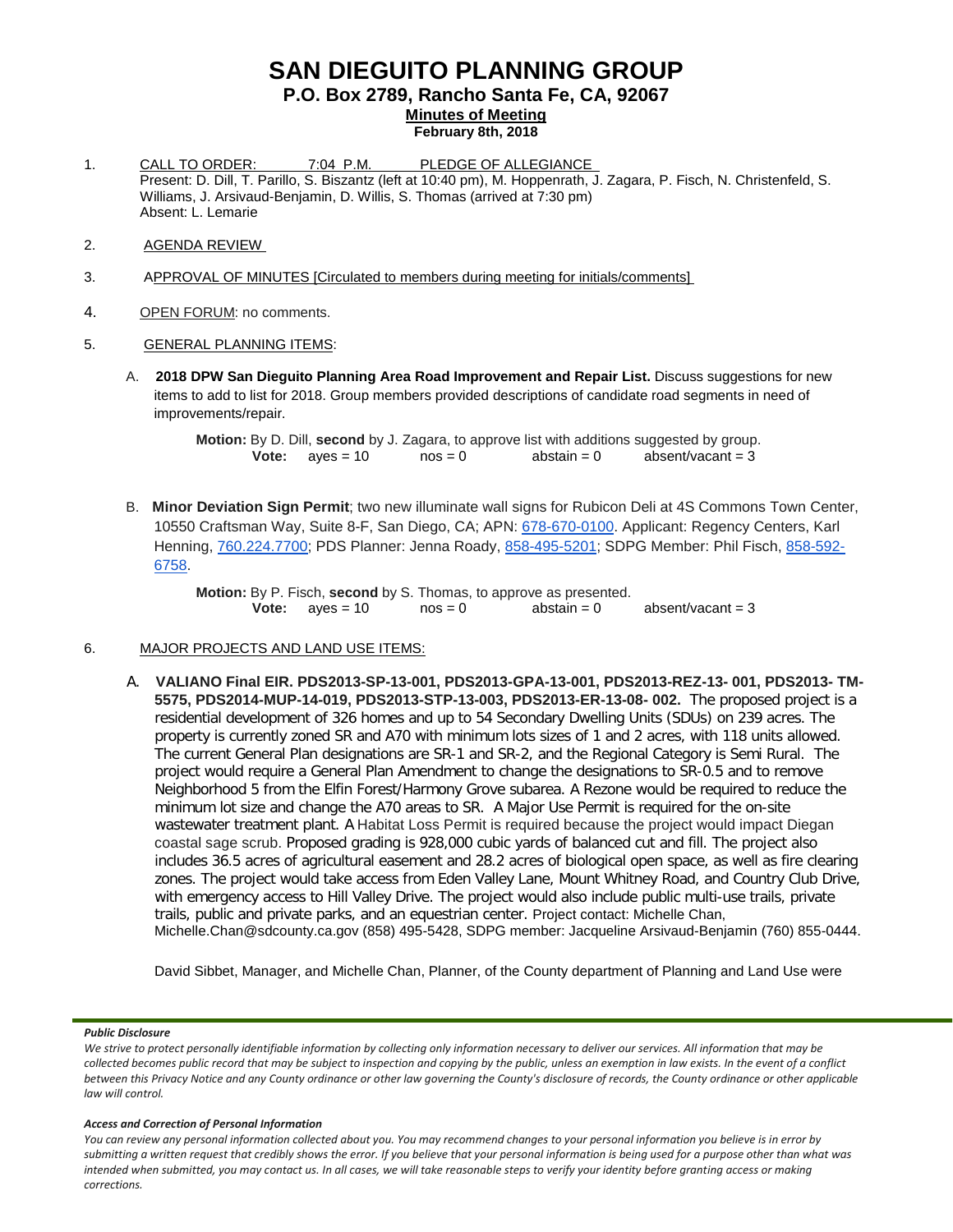# SAN DIEGUITO PLANNING GROUP

## P.O. Box 2789, Rancho Santa Fe, CA, 92067

**Minutes of Meeting**

**February 8th, 2018**

1. CALL TO ORDER: 7:04 P.M. PLEDGE OF ALLEGIANCE
   Present: D. Dill, T. Parillo, S. Biszantz (left at 10:40 pm), M. Hoppenrath, J. Zagara, P. Fisch, N. Christenfeld, S. Williams, J. Arsivaud-Benjamin, D. Willis, S. Thomas (arrived at 7:30 pm)
   Absent: L. Lemarie

2. AGENDA REVIEW

3. APPROVAL OF MINUTES [Circulated to members during meeting for initials/comments]

4. OPEN FORUM: no comments.

5. GENERAL PLANNING ITEMS:

   A. **2018 DPW San Dieguito Planning Area Road Improvement and Repair List.** Discuss suggestions for new items to add to list for 2018. Group members provided descriptions of candidate road segments in need of improvements/repair.

      **Motion:** By D. Dill, **second** by J. Zagara, to approve list with additions suggested by group.
      **Vote:** ayes = 10 nos = 0 abstain = 0 absent/vacant = 3

   B. **Minor Deviation Sign Permit**; two new illuminate wall signs for Rubicon Deli at 4S Commons Town Center, 10550 Craftsman Way, Suite 8-F, San Diego, CA; APN: 678-670-0100. Applicant: Regency Centers, Karl Henning, 760.224.7700; PDS Planner: Jenna Roady, 858-495-5201; SDPG Member: Phil Fisch, 858-592-6758.

      **Motion:** By P. Fisch, **second** by S. Thomas, to approve as presented.
      **Vote:** ayes = 10 nos = 0 abstain = 0 absent/vacant = 3

6. MAJOR PROJECTS AND LAND USE ITEMS:

   A. **VALIANO Final EIR. PDS2013-SP-13-001, PDS2013-GPA-13-001, PDS2013-REZ-13- 001, PDS2013- TM-5575, PDS2014-MUP-14-019, PDS2013-STP-13-003, PDS2013-ER-13-08- 002.** The proposed project is a residential development of 326 homes and up to 54 Secondary Dwelling Units (SDUs) on 239 acres. The property is currently zoned SR and A70 with minimum lots sizes of 1 and 2 acres, with 118 units allowed. The current General Plan designations are SR-1 and SR-2, and the Regional Category is Semi Rural. The project would require a General Plan Amendment to change the designations to SR-0.5 and to remove Neighborhood 5 from the Elfin Forest/Harmony Grove subarea. A Rezone would be required to reduce the minimum lot size and change the A70 areas to SR. A Major Use Permit is required for the on-site wastewater treatment plant. A Habitat Loss Permit is required because the project would impact Diegan coastal sage scrub. Proposed grading is 928,000 cubic yards of balanced cut and fill. The project also includes 36.5 acres of agricultural easement and 28.2 acres of biological open space, as well as fire clearing zones. The project would take access from Eden Valley Lane, Mount Whitney Road, and Country Club Drive, with emergency access to Hill Valley Drive. The project would also include public multi-use trails, private trails, public and private parks, and an equestrian center. Project contact: Michelle Chan, Michelle.Chan@sdcounty.ca.gov (858) 495-5428, SDPG member: Jacqueline Arsivaud-Benjamin (760) 855-0444.

      David Sibbet, Manager, and Michelle Chan, Planner, of the County department of Planning and Land Use were

---

***Public Disclosure***

*We strive to protect personally identifiable information by collecting only information necessary to deliver our services. All information that may be collected becomes public record that may be subject to inspection and copying by the public, unless an exemption in law exists. In the event of a conflict between this Privacy Notice and any County ordinance or other law governing the County's disclosure of records, the County ordinance or other applicable law will control.*

***Access and Correction of Personal Information***

*You can review any personal information collected about you. You may recommend changes to your personal information you believe is in error by submitting a written request that credibly shows the error. If you believe that your personal information is being used for a purpose other than what was intended when submitted, you may contact us. In all cases, we will take reasonable steps to verify your identity before granting access or making corrections.*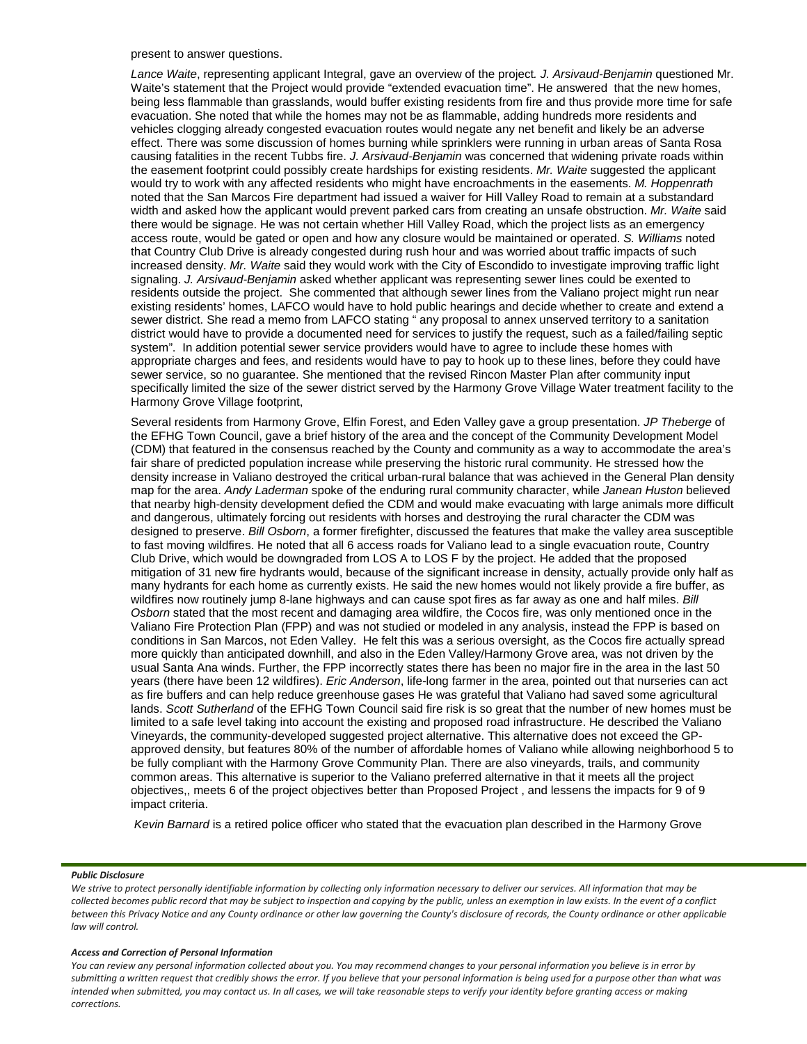present to answer questions.

*Lance Waite*, representing applicant Integral, gave an overview of the project. *J. Arsivaud-Benjamin* questioned Mr. Waite's statement that the Project would provide "extended evacuation time". He answered that the new homes, being less flammable than grasslands, would buffer existing residents from fire and thus provide more time for safe evacuation. She noted that while the homes may not be as flammable, adding hundreds more residents and vehicles clogging already congested evacuation routes would negate any net benefit and likely be an adverse effect. There was some discussion of homes burning while sprinklers were running in urban areas of Santa Rosa causing fatalities in the recent Tubbs fire. *J. Arsivaud-Benjamin* was concerned that widening private roads within the easement footprint could possibly create hardships for existing residents. *Mr. Waite* suggested the applicant would try to work with any affected residents who might have encroachments in the easements. *M. Hoppenrath* noted that the San Marcos Fire department had issued a waiver for Hill Valley Road to remain at a substandard width and asked how the applicant would prevent parked cars from creating an unsafe obstruction. *Mr. Waite* said there would be signage. He was not certain whether Hill Valley Road, which the project lists as an emergency access route, would be gated or open and how any closure would be maintained or operated. *S. Williams* noted that Country Club Drive is already congested during rush hour and was worried about traffic impacts of such increased density. *Mr. Waite* said they would work with the City of Escondido to investigate improving traffic light signaling. *J. Arsivaud-Benjamin* asked whether applicant was representing sewer lines could be exented to residents outside the project. She commented that although sewer lines from the Valiano project might run near existing residents' homes, LAFCO would have to hold public hearings and decide whether to create and extend a sewer district. She read a memo from LAFCO stating " any proposal to annex unserved territory to a sanitation district would have to provide a documented need for services to justify the request, such as a failed/failing septic system". In addition potential sewer service providers would have to agree to include these homes with appropriate charges and fees, and residents would have to pay to hook up to these lines, before they could have sewer service, so no guarantee. She mentioned that the revised Rincon Master Plan after community input specifically limited the size of the sewer district served by the Harmony Grove Village Water treatment facility to the Harmony Grove Village footprint,

Several residents from Harmony Grove, Elfin Forest, and Eden Valley gave a group presentation. *JP Theberge* of the EFHG Town Council, gave a brief history of the area and the concept of the Community Development Model (CDM) that featured in the consensus reached by the County and community as a way to accommodate the area's fair share of predicted population increase while preserving the historic rural community. He stressed how the density increase in Valiano destroyed the critical urban-rural balance that was achieved in the General Plan density map for the area. *Andy Laderman* spoke of the enduring rural community character, while *Janean Huston* believed that nearby high-density development defied the CDM and would make evacuating with large animals more difficult and dangerous, ultimately forcing out residents with horses and destroying the rural character the CDM was designed to preserve. *Bill Osborn*, a former firefighter, discussed the features that make the valley area susceptible to fast moving wildfires. He noted that all 6 access roads for Valiano lead to a single evacuation route, Country Club Drive, which would be downgraded from LOS A to LOS F by the project. He added that the proposed mitigation of 31 new fire hydrants would, because of the significant increase in density, actually provide only half as many hydrants for each home as currently exists. He said the new homes would not likely provide a fire buffer, as wildfires now routinely jump 8-lane highways and can cause spot fires as far away as one and half miles. *Bill Osborn* stated that the most recent and damaging area wildfire, the Cocos fire, was only mentioned once in the Valiano Fire Protection Plan (FPP) and was not studied or modeled in any analysis, instead the FPP is based on conditions in San Marcos, not Eden Valley. He felt this was a serious oversight, as the Cocos fire actually spread more quickly than anticipated downhill, and also in the Eden Valley/Harmony Grove area, was not driven by the usual Santa Ana winds. Further, the FPP incorrectly states there has been no major fire in the area in the last 50 years (there have been 12 wildfires). *Eric Anderson*, life-long farmer in the area, pointed out that nurseries can act as fire buffers and can help reduce greenhouse gases He was grateful that Valiano had saved some agricultural lands. *Scott Sutherland* of the EFHG Town Council said fire risk is so great that the number of new homes must be limited to a safe level taking into account the existing and proposed road infrastructure. He described the Valiano Vineyards, the community-developed suggested project alternative. This alternative does not exceed the GP-approved density, but features 80% of the number of affordable homes of Valiano while allowing neighborhood 5 to be fully compliant with the Harmony Grove Community Plan. There are also vineyards, trails, and community common areas. This alternative is superior to the Valiano preferred alternative in that it meets all the project objectives,, meets 6 of the project objectives better than Proposed Project , and lessens the impacts for 9 of 9 impact criteria.

*Kevin Barnard* is a retired police officer who stated that the evacuation plan described in the Harmony Grove

***Public Disclosure***

*We strive to protect personally identifiable information by collecting only information necessary to deliver our services. All information that may be collected becomes public record that may be subject to inspection and copying by the public, unless an exemption in law exists. In the event of a conflict between this Privacy Notice and any County ordinance or other law governing the County's disclosure of records, the County ordinance or other applicable law will control.*

***Access and Correction of Personal Information***

*You can review any personal information collected about you. You may recommend changes to your personal information you believe is in error by submitting a written request that credibly shows the error. If you believe that your personal information is being used for a purpose other than what was intended when submitted, you may contact us. In all cases, we will take reasonable steps to verify your identity before granting access or making corrections.*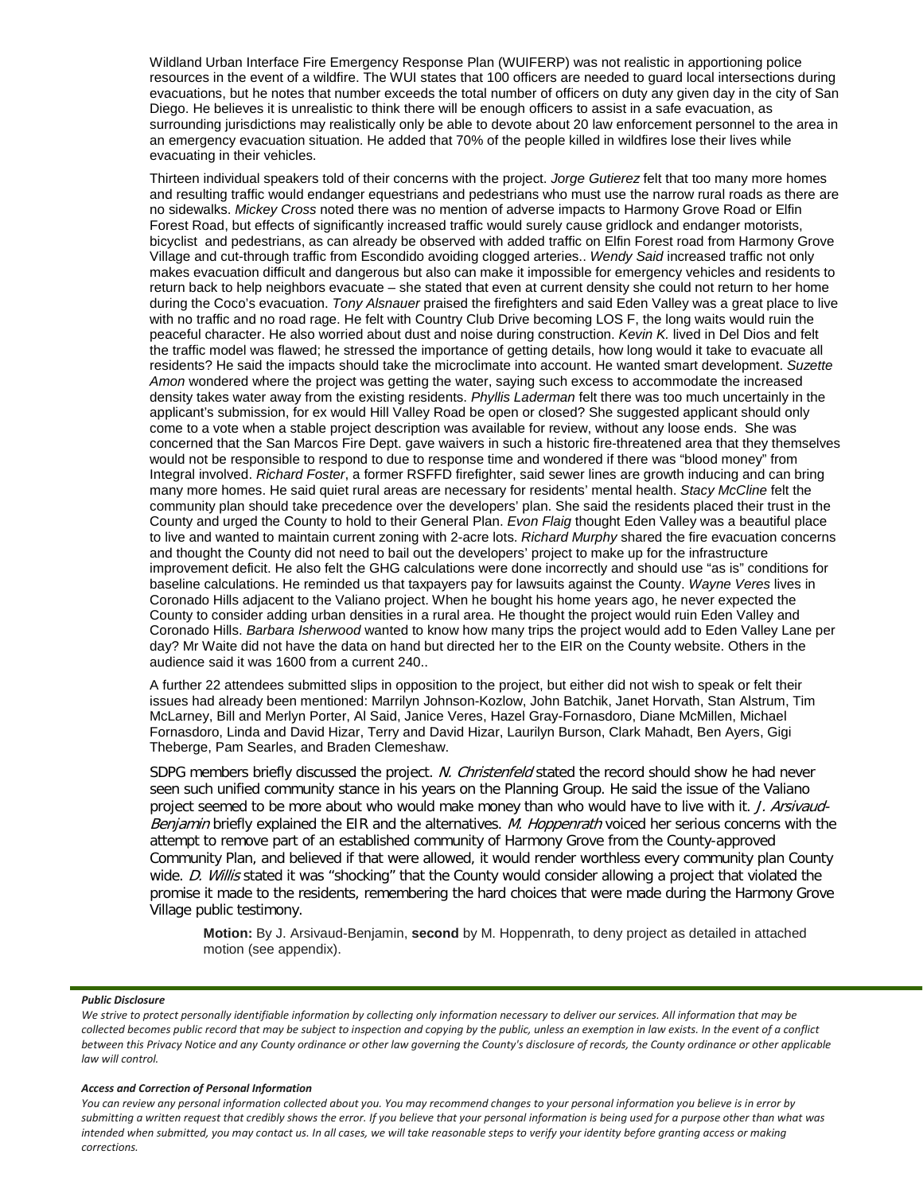Wildland Urban Interface Fire Emergency Response Plan (WUIFERP) was not realistic in apportioning police resources in the event of a wildfire. The WUI states that 100 officers are needed to guard local intersections during evacuations, but he notes that number exceeds the total number of officers on duty any given day in the city of San Diego. He believes it is unrealistic to think there will be enough officers to assist in a safe evacuation, as surrounding jurisdictions may realistically only be able to devote about 20 law enforcement personnel to the area in an emergency evacuation situation. He added that 70% of the people killed in wildfires lose their lives while evacuating in their vehicles.

Thirteen individual speakers told of their concerns with the project. *Jorge Gutierez* felt that too many more homes and resulting traffic would endanger equestrians and pedestrians who must use the narrow rural roads as there are no sidewalks. *Mickey Cross* noted there was no mention of adverse impacts to Harmony Grove Road or Elfin Forest Road, but effects of significantly increased traffic would surely cause gridlock and endanger motorists, bicyclist and pedestrians, as can already be observed with added traffic on Elfin Forest road from Harmony Grove Village and cut-through traffic from Escondido avoiding clogged arteries.. *Wendy Said* increased traffic not only makes evacuation difficult and dangerous but also can make it impossible for emergency vehicles and residents to return back to help neighbors evacuate – she stated that even at current density she could not return to her home during the Coco's evacuation. *Tony Alsnauer* praised the firefighters and said Eden Valley was a great place to live with no traffic and no road rage. He felt with Country Club Drive becoming LOS F, the long waits would ruin the peaceful character. He also worried about dust and noise during construction. *Kevin K.* lived in Del Dios and felt the traffic model was flawed; he stressed the importance of getting details, how long would it take to evacuate all residents? He said the impacts should take the microclimate into account. He wanted smart development. *Suzette Amon* wondered where the project was getting the water, saying such excess to accommodate the increased density takes water away from the existing residents. *Phyllis Laderman* felt there was too much uncertainly in the applicant's submission, for ex would Hill Valley Road be open or closed? She suggested applicant should only come to a vote when a stable project description was available for review, without any loose ends. She was concerned that the San Marcos Fire Dept. gave waivers in such a historic fire-threatened area that they themselves would not be responsible to respond to due to response time and wondered if there was "blood money" from Integral involved. *Richard Foster*, a former RSFFD firefighter, said sewer lines are growth inducing and can bring many more homes. He said quiet rural areas are necessary for residents' mental health. *Stacy McCline* felt the community plan should take precedence over the developers' plan. She said the residents placed their trust in the County and urged the County to hold to their General Plan. *Evon Flaig* thought Eden Valley was a beautiful place to live and wanted to maintain current zoning with 2-acre lots. *Richard Murphy* shared the fire evacuation concerns and thought the County did not need to bail out the developers' project to make up for the infrastructure improvement deficit. He also felt the GHG calculations were done incorrectly and should use "as is" conditions for baseline calculations. He reminded us that taxpayers pay for lawsuits against the County. *Wayne Veres* lives in Coronado Hills adjacent to the Valiano project. When he bought his home years ago, he never expected the County to consider adding urban densities in a rural area. He thought the project would ruin Eden Valley and Coronado Hills. *Barbara Isherwood* wanted to know how many trips the project would add to Eden Valley Lane per day? Mr Waite did not have the data on hand but directed her to the EIR on the County website. Others in the audience said it was 1600 from a current 240..

A further 22 attendees submitted slips in opposition to the project, but either did not wish to speak or felt their issues had already been mentioned: Marrilyn Johnson-Kozlow, John Batchik, Janet Horvath, Stan Alstrum, Tim McLarney, Bill and Merlyn Porter, Al Said, Janice Veres, Hazel Gray-Fornasdoro, Diane McMillen, Michael Fornasdoro, Linda and David Hizar, Terry and David Hizar, Laurilyn Burson, Clark Mahadt, Ben Ayers, Gigi Theberge, Pam Searles, and Braden Clemeshaw.

SDPG members briefly discussed the project. *N. Christenfeld* stated the record should show he had never seen such unified community stance in his years on the Planning Group. He said the issue of the Valiano project seemed to be more about who would make money than who would have to live with it. *J. Arsivaud-Benjamin* briefly explained the EIR and the alternatives. *M. Hoppenrath* voiced her serious concerns with the attempt to remove part of an established community of Harmony Grove from the County-approved Community Plan, and believed if that were allowed, it would render worthless every community plan County wide. *D. Willis* stated it was "shocking" that the County would consider allowing a project that violated the promise it made to the residents, remembering the hard choices that were made during the Harmony Grove Village public testimony.

**Motion:** By J. Arsivaud-Benjamin, **second** by M. Hoppenrath, to deny project as detailed in attached motion (see appendix).

***Public Disclosure***

*We strive to protect personally identifiable information by collecting only information necessary to deliver our services. All information that may be collected becomes public record that may be subject to inspection and copying by the public, unless an exemption in law exists. In the event of a conflict between this Privacy Notice and any County ordinance or other law governing the County's disclosure of records, the County ordinance or other applicable law will control.*

***Access and Correction of Personal Information***

*You can review any personal information collected about you. You may recommend changes to your personal information you believe is in error by submitting a written request that credibly shows the error. If you believe that your personal information is being used for a purpose other than what was intended when submitted, you may contact us. In all cases, we will take reasonable steps to verify your identity before granting access or making corrections.*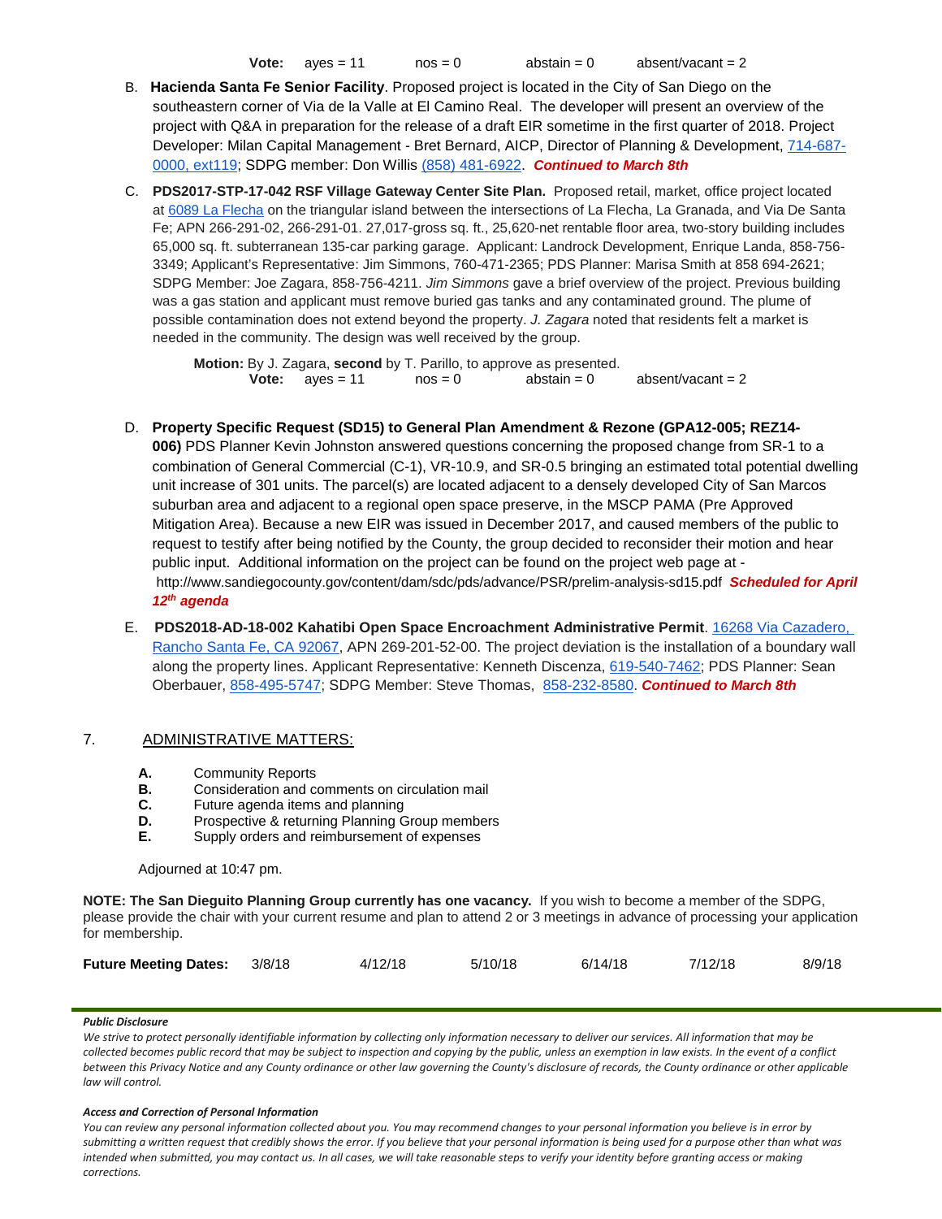**Vote:** ayes = 11 nos = 0 abstain = 0 absent/vacant = 2

B. **Hacienda Santa Fe Senior Facility**. Proposed project is located in the City of San Diego on the southeastern corner of Via de la Valle at El Camino Real. The developer will present an overview of the project with Q&A in preparation for the release of a draft EIR sometime in the first quarter of 2018. Project Developer: Milan Capital Management - Bret Bernard, AICP, Director of Planning & Development, 714-687-0000, ext119; SDPG member: Don Willis (858) 481-6922. ***Continued to March 8th***

C. **PDS2017-STP-17-042 RSF Village Gateway Center Site Plan.** Proposed retail, market, office project located at 6089 La Flecha on the triangular island between the intersections of La Flecha, La Granada, and Via De Santa Fe; APN 266-291-02, 266-291-01. 27,017-gross sq. ft., 25,620-net rentable floor area, two-story building includes 65,000 sq. ft. subterranean 135-car parking garage. Applicant: Landrock Development, Enrique Landa, 858-756-3349; Applicant's Representative: Jim Simmons, 760-471-2365; PDS Planner: Marisa Smith at 858 694-2621; SDPG Member: Joe Zagara, 858-756-4211. *Jim Simmons* gave a brief overview of the project. Previous building was a gas station and applicant must remove buried gas tanks and any contaminated ground. The plume of possible contamination does not extend beyond the property. *J. Zagara* noted that residents felt a market is needed in the community. The design was well received by the group.

**Motion:** By J. Zagara, **second** by T. Parillo, to approve as presented.
**Vote:** ayes = 11 nos = 0 abstain = 0 absent/vacant = 2

D. **Property Specific Request (SD15) to General Plan Amendment & Rezone (GPA12-005; REZ14-006)** PDS Planner Kevin Johnston answered questions concerning the proposed change from SR-1 to a combination of General Commercial (C-1), VR-10.9, and SR-0.5 bringing an estimated total potential dwelling unit increase of 301 units. The parcel(s) are located adjacent to a densely developed City of San Marcos suburban area and adjacent to a regional open space preserve, in the MSCP PAMA (Pre Approved Mitigation Area). Because a new EIR was issued in December 2017, and caused members of the public to request to testify after being notified by the County, the group decided to reconsider their motion and hear public input. Additional information on the project can be found on the project web page at - http://www.sandiegocounty.gov/content/dam/sdc/pds/advance/PSR/prelim-analysis-sd15.pdf ***Scheduled for April 12th agenda***

E. **PDS2018-AD-18-002 Kahatibi Open Space Encroachment Administrative Permit**. 16268 Via Cazadero, Rancho Santa Fe, CA 92067, APN 269-201-52-00. The project deviation is the installation of a boundary wall along the property lines. Applicant Representative: Kenneth Discenza, 619-540-7462; PDS Planner: Sean Oberbauer, 858-495-5747; SDPG Member: Steve Thomas, 858-232-8580. ***Continued to March 8th***

7. ADMINISTRATIVE MATTERS:

**A.** Community Reports
**B.** Consideration and comments on circulation mail
**C.** Future agenda items and planning
**D.** Prospective & returning Planning Group members
**E.** Supply orders and reimbursement of expenses

Adjourned at 10:47 pm.

**NOTE: The San Dieguito Planning Group currently has one vacancy.** If you wish to become a member of the SDPG, please provide the chair with your current resume and plan to attend 2 or 3 meetings in advance of processing your application for membership.

**Future Meeting Dates:** 3/8/18 4/12/18 5/10/18 6/14/18 7/12/18 8/9/18

***Public Disclosure***

*We strive to protect personally identifiable information by collecting only information necessary to deliver our services. All information that may be collected becomes public record that may be subject to inspection and copying by the public, unless an exemption in law exists. In the event of a conflict between this Privacy Notice and any County ordinance or other law governing the County's disclosure of records, the County ordinance or other applicable law will control.*

***Access and Correction of Personal Information***

*You can review any personal information collected about you. You may recommend changes to your personal information you believe is in error by submitting a written request that credibly shows the error. If you believe that your personal information is being used for a purpose other than what was intended when submitted, you may contact us. In all cases, we will take reasonable steps to verify your identity before granting access or making corrections.*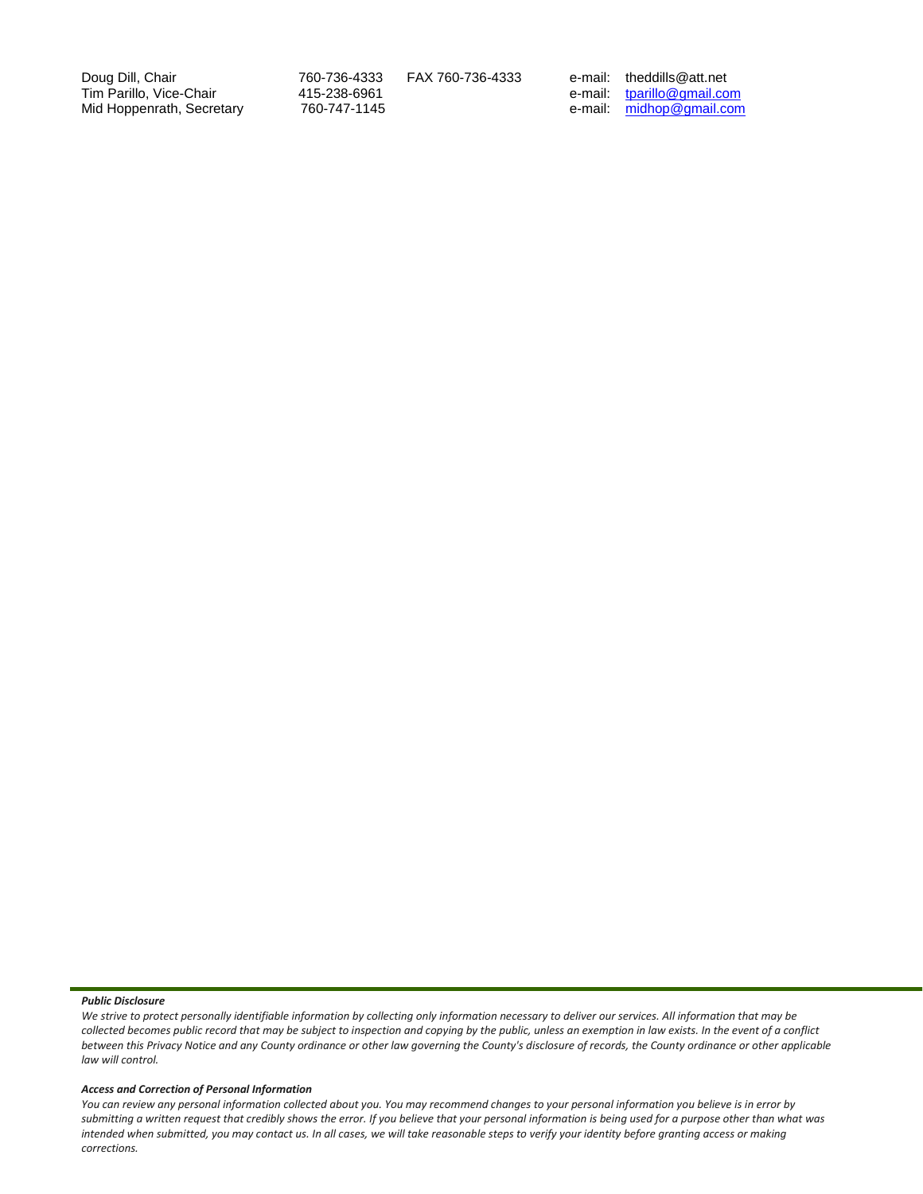| | | | |
|---|---|---|---|
| Doug Dill, Chair | 760-736-4333 | FAX 760-736-4333 | e-mail: theddills@att.net |
| Tim Parillo, Vice-Chair | 415-238-6961 | | e-mail: tparillo@gmail.com |
| Mid Hoppenrath, Secretary | 760-747-1145 | | e-mail: midhop@gmail.com |

***Public Disclosure***

*We strive to protect personally identifiable information by collecting only information necessary to deliver our services. All information that may be collected becomes public record that may be subject to inspection and copying by the public, unless an exemption in law exists. In the event of a conflict between this Privacy Notice and any County ordinance or other law governing the County's disclosure of records, the County ordinance or other applicable law will control.*

***Access and Correction of Personal Information***

*You can review any personal information collected about you. You may recommend changes to your personal information you believe is in error by submitting a written request that credibly shows the error. If you believe that your personal information is being used for a purpose other than what was intended when submitted, you may contact us. In all cases, we will take reasonable steps to verify your identity before granting access or making corrections.*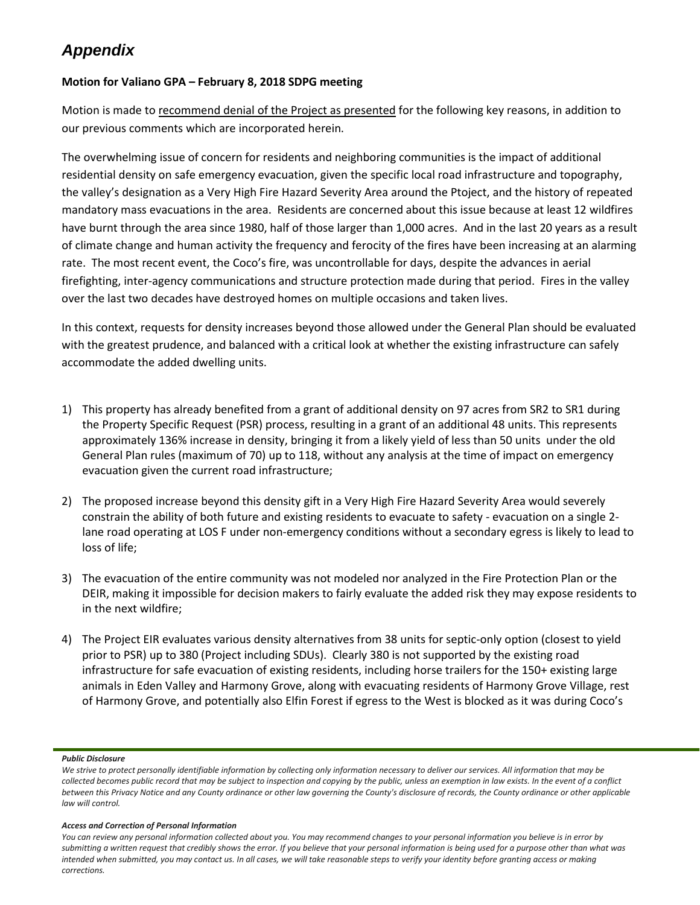# *Appendix*

**Motion for Valiano GPA – February 8, 2018 SDPG meeting**

Motion is made to recommend denial of the Project as presented for the following key reasons, in addition to our previous comments which are incorporated herein.

The overwhelming issue of concern for residents and neighboring communities is the impact of additional residential density on safe emergency evacuation, given the specific local road infrastructure and topography, the valley's designation as a Very High Fire Hazard Severity Area around the Ptoject, and the history of repeated mandatory mass evacuations in the area. Residents are concerned about this issue because at least 12 wildfires have burnt through the area since 1980, half of those larger than 1,000 acres. And in the last 20 years as a result of climate change and human activity the frequency and ferocity of the fires have been increasing at an alarming rate. The most recent event, the Coco's fire, was uncontrollable for days, despite the advances in aerial firefighting, inter-agency communications and structure protection made during that period. Fires in the valley over the last two decades have destroyed homes on multiple occasions and taken lives.

In this context, requests for density increases beyond those allowed under the General Plan should be evaluated with the greatest prudence, and balanced with a critical look at whether the existing infrastructure can safely accommodate the added dwelling units.

1) This property has already benefited from a grant of additional density on 97 acres from SR2 to SR1 during the Property Specific Request (PSR) process, resulting in a grant of an additional 48 units. This represents approximately 136% increase in density, bringing it from a likely yield of less than 50 units under the old General Plan rules (maximum of 70) up to 118, without any analysis at the time of impact on emergency evacuation given the current road infrastructure;

2) The proposed increase beyond this density gift in a Very High Fire Hazard Severity Area would severely constrain the ability of both future and existing residents to evacuate to safety - evacuation on a single 2-lane road operating at LOS F under non-emergency conditions without a secondary egress is likely to lead to loss of life;

3) The evacuation of the entire community was not modeled nor analyzed in the Fire Protection Plan or the DEIR, making it impossible for decision makers to fairly evaluate the added risk they may expose residents to in the next wildfire;

4) The Project EIR evaluates various density alternatives from 38 units for septic-only option (closest to yield prior to PSR) up to 380 (Project including SDUs). Clearly 380 is not supported by the existing road infrastructure for safe evacuation of existing residents, including horse trailers for the 150+ existing large animals in Eden Valley and Harmony Grove, along with evacuating residents of Harmony Grove Village, rest of Harmony Grove, and potentially also Elfin Forest if egress to the West is blocked as it was during Coco's

***Public Disclosure***

*We strive to protect personally identifiable information by collecting only information necessary to deliver our services. All information that may be collected becomes public record that may be subject to inspection and copying by the public, unless an exemption in law exists. In the event of a conflict between this Privacy Notice and any County ordinance or other law governing the County's disclosure of records, the County ordinance or other applicable law will control.*

***Access and Correction of Personal Information***

*You can review any personal information collected about you. You may recommend changes to your personal information you believe is in error by submitting a written request that credibly shows the error. If you believe that your personal information is being used for a purpose other than what was intended when submitted, you may contact us. In all cases, we will take reasonable steps to verify your identity before granting access or making corrections.*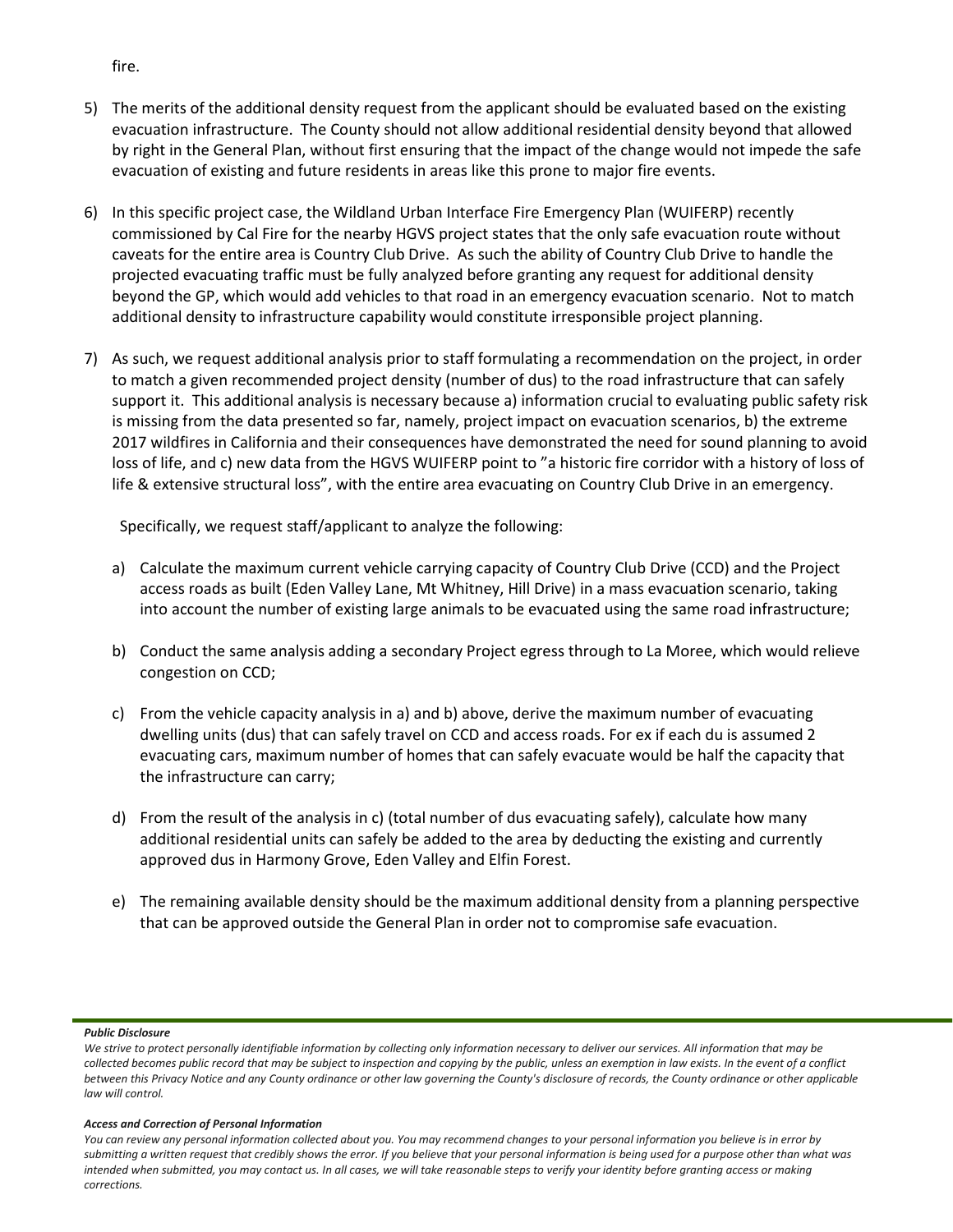fire.

5) The merits of the additional density request from the applicant should be evaluated based on the existing evacuation infrastructure. The County should not allow additional residential density beyond that allowed by right in the General Plan, without first ensuring that the impact of the change would not impede the safe evacuation of existing and future residents in areas like this prone to major fire events.

6) In this specific project case, the Wildland Urban Interface Fire Emergency Plan (WUIFERP) recently commissioned by Cal Fire for the nearby HGVS project states that the only safe evacuation route without caveats for the entire area is Country Club Drive. As such the ability of Country Club Drive to handle the projected evacuating traffic must be fully analyzed before granting any request for additional density beyond the GP, which would add vehicles to that road in an emergency evacuation scenario. Not to match additional density to infrastructure capability would constitute irresponsible project planning.

7) As such, we request additional analysis prior to staff formulating a recommendation on the project, in order to match a given recommended project density (number of dus) to the road infrastructure that can safely support it. This additional analysis is necessary because a) information crucial to evaluating public safety risk is missing from the data presented so far, namely, project impact on evacuation scenarios, b) the extreme 2017 wildfires in California and their consequences have demonstrated the need for sound planning to avoid loss of life, and c) new data from the HGVS WUIFERP point to "a historic fire corridor with a history of loss of life & extensive structural loss", with the entire area evacuating on Country Club Drive in an emergency.

   Specifically, we request staff/applicant to analyze the following:

   a) Calculate the maximum current vehicle carrying capacity of Country Club Drive (CCD) and the Project access roads as built (Eden Valley Lane, Mt Whitney, Hill Drive) in a mass evacuation scenario, taking into account the number of existing large animals to be evacuated using the same road infrastructure;

   b) Conduct the same analysis adding a secondary Project egress through to La Moree, which would relieve congestion on CCD;

   c) From the vehicle capacity analysis in a) and b) above, derive the maximum number of evacuating dwelling units (dus) that can safely travel on CCD and access roads. For ex if each du is assumed 2 evacuating cars, maximum number of homes that can safely evacuate would be half the capacity that the infrastructure can carry;

   d) From the result of the analysis in c) (total number of dus evacuating safely), calculate how many additional residential units can safely be added to the area by deducting the existing and currently approved dus in Harmony Grove, Eden Valley and Elfin Forest.

   e) The remaining available density should be the maximum additional density from a planning perspective that can be approved outside the General Plan in order not to compromise safe evacuation.

***Public Disclosure***

*We strive to protect personally identifiable information by collecting only information necessary to deliver our services. All information that may be collected becomes public record that may be subject to inspection and copying by the public, unless an exemption in law exists. In the event of a conflict between this Privacy Notice and any County ordinance or other law governing the County's disclosure of records, the County ordinance or other applicable law will control.*

***Access and Correction of Personal Information***

*You can review any personal information collected about you. You may recommend changes to your personal information you believe is in error by submitting a written request that credibly shows the error. If you believe that your personal information is being used for a purpose other than what was intended when submitted, you may contact us. In all cases, we will take reasonable steps to verify your identity before granting access or making corrections.*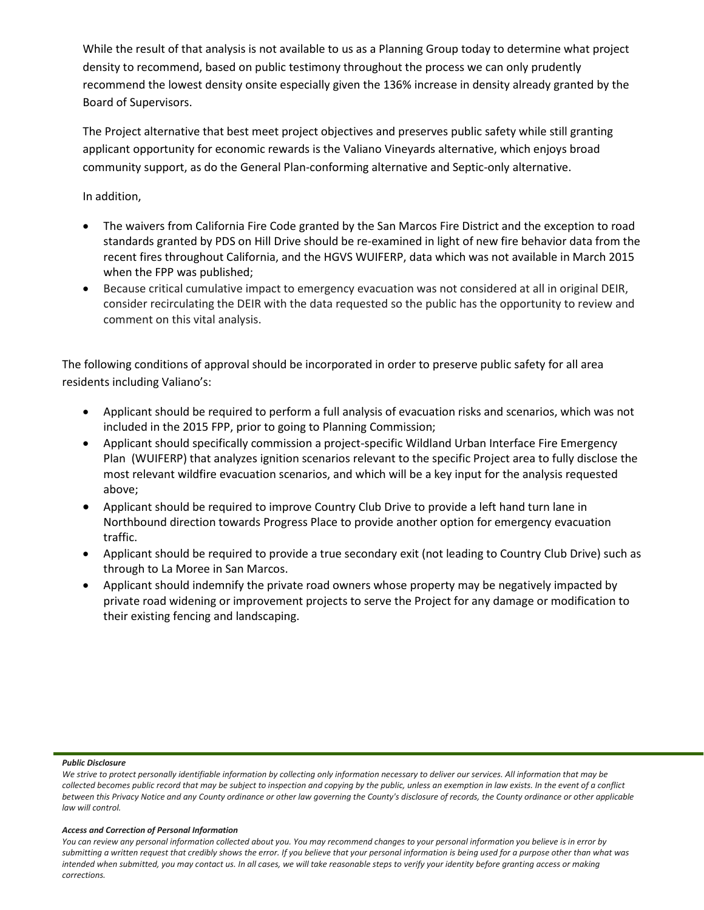While the result of that analysis is not available to us as a Planning Group today to determine what project density to recommend, based on public testimony throughout the process we can only prudently recommend the lowest density onsite especially given the 136% increase in density already granted by the Board of Supervisors.

The Project alternative that best meet project objectives and preserves public safety while still granting applicant opportunity for economic rewards is the Valiano Vineyards alternative, which enjoys broad community support, as do the General Plan-conforming alternative and Septic-only alternative.

In addition,

- The waivers from California Fire Code granted by the San Marcos Fire District and the exception to road standards granted by PDS on Hill Drive should be re-examined in light of new fire behavior data from the recent fires throughout California, and the HGVS WUIFERP, data which was not available in March 2015 when the FPP was published;
- Because critical cumulative impact to emergency evacuation was not considered at all in original DEIR, consider recirculating the DEIR with the data requested so the public has the opportunity to review and comment on this vital analysis.

The following conditions of approval should be incorporated in order to preserve public safety for all area residents including Valiano's:

- Applicant should be required to perform a full analysis of evacuation risks and scenarios, which was not included in the 2015 FPP, prior to going to Planning Commission;
- Applicant should specifically commission a project-specific Wildland Urban Interface Fire Emergency Plan (WUIFERP) that analyzes ignition scenarios relevant to the specific Project area to fully disclose the most relevant wildfire evacuation scenarios, and which will be a key input for the analysis requested above;
- Applicant should be required to improve Country Club Drive to provide a left hand turn lane in Northbound direction towards Progress Place to provide another option for emergency evacuation traffic.
- Applicant should be required to provide a true secondary exit (not leading to Country Club Drive) such as through to La Moree in San Marcos.
- Applicant should indemnify the private road owners whose property may be negatively impacted by private road widening or improvement projects to serve the Project for any damage or modification to their existing fencing and landscaping.

***Public Disclosure***

*We strive to protect personally identifiable information by collecting only information necessary to deliver our services. All information that may be collected becomes public record that may be subject to inspection and copying by the public, unless an exemption in law exists. In the event of a conflict between this Privacy Notice and any County ordinance or other law governing the County's disclosure of records, the County ordinance or other applicable law will control.*

***Access and Correction of Personal Information***

*You can review any personal information collected about you. You may recommend changes to your personal information you believe is in error by submitting a written request that credibly shows the error. If you believe that your personal information is being used for a purpose other than what was intended when submitted, you may contact us. In all cases, we will take reasonable steps to verify your identity before granting access or making corrections.*